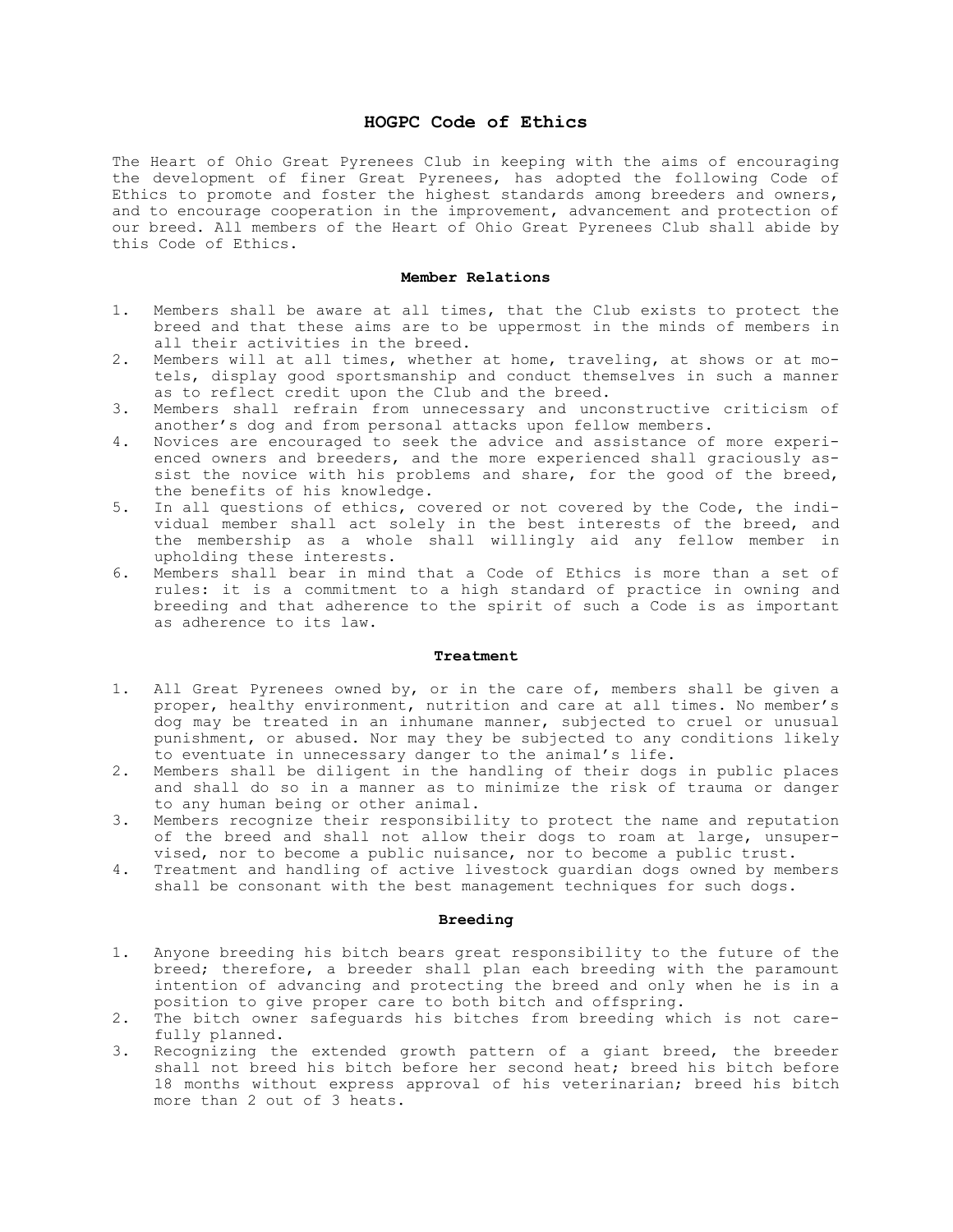# HOGPC Code of Ethics

The Heart of Ohio Great Pyrenees Club in keeping with the aims of encouraging the development of finer Great Pyrenees, has adopted the following Code of Ethics to promote and foster the highest standards among breeders and owners, and to encourage cooperation in the improvement, advancement and protection of our breed. All members of the Heart of Ohio Great Pyrenees Club shall abide by this Code of Ethics.

### Member Relations

1. Members shall be aware at all times, that the Club exists to protect the breed and that these aims are to be uppermost in the minds of members in all their activities in the breed.
2. Members will at all times, whether at home, traveling, at shows or at motels, display good sportsmanship and conduct themselves in such a manner as to reflect credit upon the Club and the breed.
3. Members shall refrain from unnecessary and unconstructive criticism of another's dog and from personal attacks upon fellow members.
4. Novices are encouraged to seek the advice and assistance of more experienced owners and breeders, and the more experienced shall graciously assist the novice with his problems and share, for the good of the breed, the benefits of his knowledge.
5. In all questions of ethics, covered or not covered by the Code, the individual member shall act solely in the best interests of the breed, and the membership as a whole shall willingly aid any fellow member in upholding these interests.
6. Members shall bear in mind that a Code of Ethics is more than a set of rules: it is a commitment to a high standard of practice in owning and breeding and that adherence to the spirit of such a Code is as important as adherence to its law.

### Treatment

1. All Great Pyrenees owned by, or in the care of, members shall be given a proper, healthy environment, nutrition and care at all times. No member's dog may be treated in an inhumane manner, subjected to cruel or unusual punishment, or abused. Nor may they be subjected to any conditions likely to eventuate in unnecessary danger to the animal's life.
2. Members shall be diligent in the handling of their dogs in public places and shall do so in a manner as to minimize the risk of trauma or danger to any human being or other animal.
3. Members recognize their responsibility to protect the name and reputation of the breed and shall not allow their dogs to roam at large, unsupervised, nor to become a public nuisance, nor to become a public trust.
4. Treatment and handling of active livestock guardian dogs owned by members shall be consonant with the best management techniques for such dogs.

### Breeding

1. Anyone breeding his bitch bears great responsibility to the future of the breed; therefore, a breeder shall plan each breeding with the paramount intention of advancing and protecting the breed and only when he is in a position to give proper care to both bitch and offspring.
2. The bitch owner safeguards his bitches from breeding which is not carefully planned.
3. Recognizing the extended growth pattern of a giant breed, the breeder shall not breed his bitch before her second heat; breed his bitch before 18 months without express approval of his veterinarian; breed his bitch more than 2 out of 3 heats.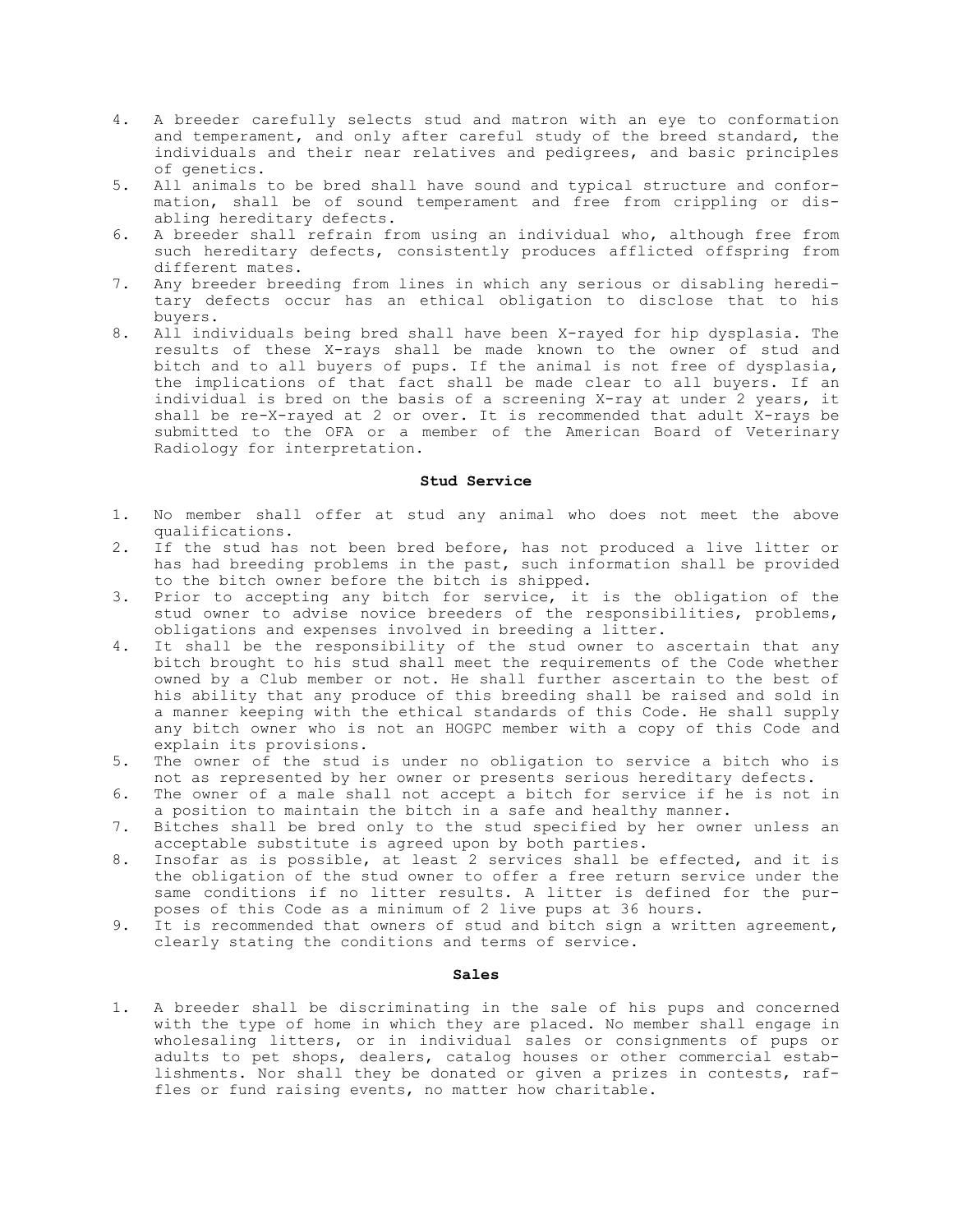4. A breeder carefully selects stud and matron with an eye to conformation and temperament, and only after careful study of the breed standard, the individuals and their near relatives and pedigrees, and basic principles of genetics.
5. All animals to be bred shall have sound and typical structure and conformation, shall be of sound temperament and free from crippling or disabling hereditary defects.
6. A breeder shall refrain from using an individual who, although free from such hereditary defects, consistently produces afflicted offspring from different mates.
7. Any breeder breeding from lines in which any serious or disabling hereditary defects occur has an ethical obligation to disclose that to his buyers.
8. All individuals being bred shall have been X-rayed for hip dysplasia. The results of these X-rays shall be made known to the owner of stud and bitch and to all buyers of pups. If the animal is not free of dysplasia, the implications of that fact shall be made clear to all buyers. If an individual is bred on the basis of a screening X-ray at under 2 years, it shall be re-X-rayed at 2 or over. It is recommended that adult X-rays be submitted to the OFA or a member of the American Board of Veterinary Radiology for interpretation.

### Stud Service

1. No member shall offer at stud any animal who does not meet the above qualifications.
2. If the stud has not been bred before, has not produced a live litter or has had breeding problems in the past, such information shall be provided to the bitch owner before the bitch is shipped.
3. Prior to accepting any bitch for service, it is the obligation of the stud owner to advise novice breeders of the responsibilities, problems, obligations and expenses involved in breeding a litter.
4. It shall be the responsibility of the stud owner to ascertain that any bitch brought to his stud shall meet the requirements of the Code whether owned by a Club member or not. He shall further ascertain to the best of his ability that any produce of this breeding shall be raised and sold in a manner keeping with the ethical standards of this Code. He shall supply any bitch owner who is not an HOGPC member with a copy of this Code and explain its provisions.
5. The owner of the stud is under no obligation to service a bitch who is not as represented by her owner or presents serious hereditary defects.
6. The owner of a male shall not accept a bitch for service if he is not in a position to maintain the bitch in a safe and healthy manner.
7. Bitches shall be bred only to the stud specified by her owner unless an acceptable substitute is agreed upon by both parties.
8. Insofar as is possible, at least 2 services shall be effected, and it is the obligation of the stud owner to offer a free return service under the same conditions if no litter results. A litter is defined for the purposes of this Code as a minimum of 2 live pups at 36 hours.
9. It is recommended that owners of stud and bitch sign a written agreement, clearly stating the conditions and terms of service.

### Sales

1. A breeder shall be discriminating in the sale of his pups and concerned with the type of home in which they are placed. No member shall engage in wholesaling litters, or in individual sales or consignments of pups or adults to pet shops, dealers, catalog houses or other commercial establishments. Nor shall they be donated or given a prizes in contests, raffles or fund raising events, no matter how charitable.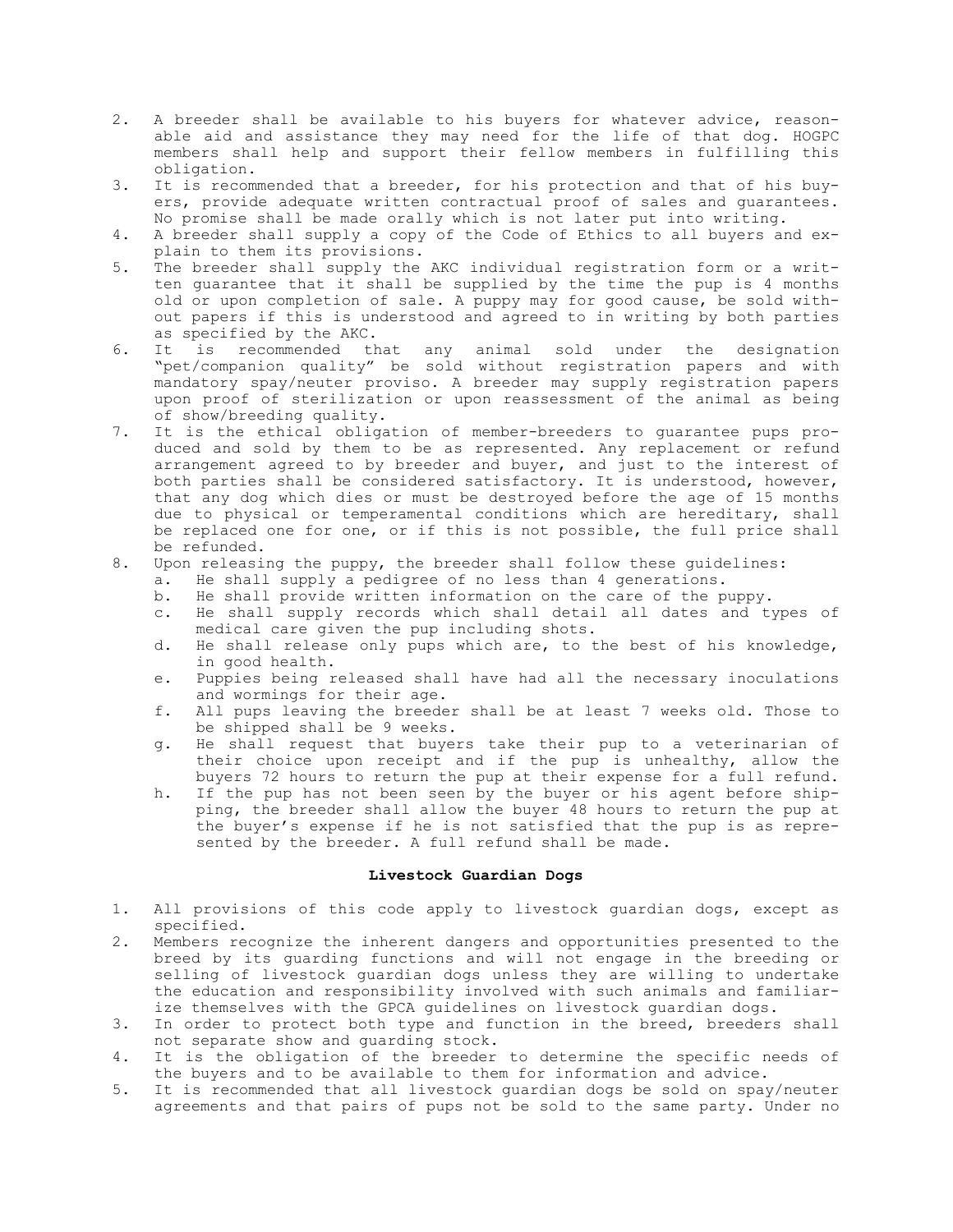2. A breeder shall be available to his buyers for whatever advice, reasonable aid and assistance they may need for the life of that dog. HOGPC members shall help and support their fellow members in fulfilling this obligation.
3. It is recommended that a breeder, for his protection and that of his buyers, provide adequate written contractual proof of sales and guarantees. No promise shall be made orally which is not later put into writing.
4. A breeder shall supply a copy of the Code of Ethics to all buyers and explain to them its provisions.
5. The breeder shall supply the AKC individual registration form or a written guarantee that it shall be supplied by the time the pup is 4 months old or upon completion of sale. A puppy may for good cause, be sold without papers if this is understood and agreed to in writing by both parties as specified by the AKC.
6. It is recommended that any animal sold under the designation "pet/companion quality" be sold without registration papers and with mandatory spay/neuter proviso. A breeder may supply registration papers upon proof of sterilization or upon reassessment of the animal as being of show/breeding quality.
7. It is the ethical obligation of member-breeders to guarantee pups produced and sold by them to be as represented. Any replacement or refund arrangement agreed to by breeder and buyer, and just to the interest of both parties shall be considered satisfactory. It is understood, however, that any dog which dies or must be destroyed before the age of 15 months due to physical or temperamental conditions which are hereditary, shall be replaced one for one, or if this is not possible, the full price shall be refunded.
8. Upon releasing the puppy, the breeder shall follow these guidelines:
   a. He shall supply a pedigree of no less than 4 generations.
   b. He shall provide written information on the care of the puppy.
   c. He shall supply records which shall detail all dates and types of medical care given the pup including shots.
   d. He shall release only pups which are, to the best of his knowledge, in good health.
   e. Puppies being released shall have had all the necessary inoculations and wormings for their age.
   f. All pups leaving the breeder shall be at least 7 weeks old. Those to be shipped shall be 9 weeks.
   g. He shall request that buyers take their pup to a veterinarian of their choice upon receipt and if the pup is unhealthy, allow the buyers 72 hours to return the pup at their expense for a full refund.
   h. If the pup has not been seen by the buyer or his agent before shipping, the breeder shall allow the buyer 48 hours to return the pup at the buyer's expense if he is not satisfied that the pup is as represented by the breeder. A full refund shall be made.

**Livestock Guardian Dogs**

1. All provisions of this code apply to livestock guardian dogs, except as specified.
2. Members recognize the inherent dangers and opportunities presented to the breed by its guarding functions and will not engage in the breeding or selling of livestock guardian dogs unless they are willing to undertake the education and responsibility involved with such animals and familiarize themselves with the GPCA guidelines on livestock guardian dogs.
3. In order to protect both type and function in the breed, breeders shall not separate show and guarding stock.
4. It is the obligation of the breeder to determine the specific needs of the buyers and to be available to them for information and advice.
5. It is recommended that all livestock guardian dogs be sold on spay/neuter agreements and that pairs of pups not be sold to the same party. Under no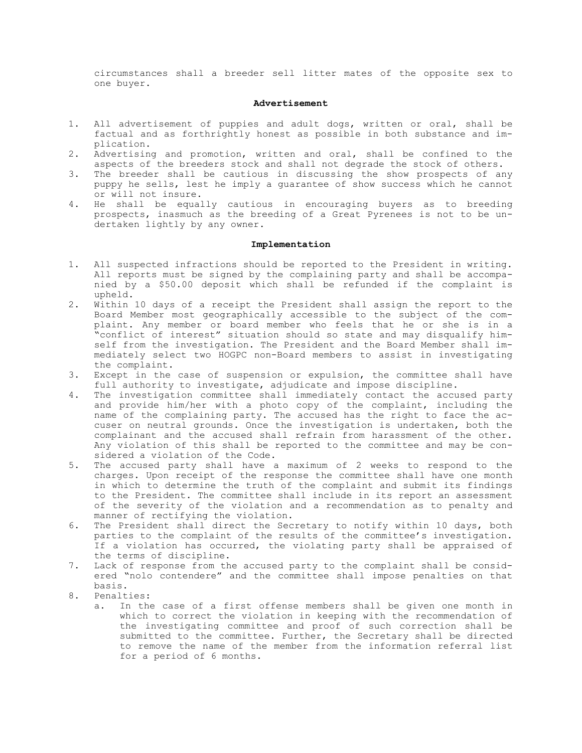circumstances shall a breeder sell litter mates of the opposite sex to one buyer.

**Advertisement**

1. All advertisement of puppies and adult dogs, written or oral, shall be factual and as forthrightly honest as possible in both substance and implication.
2. Advertising and promotion, written and oral, shall be confined to the aspects of the breeders stock and shall not degrade the stock of others.
3. The breeder shall be cautious in discussing the show prospects of any puppy he sells, lest he imply a guarantee of show success which he cannot or will not insure.
4. He shall be equally cautious in encouraging buyers as to breeding prospects, inasmuch as the breeding of a Great Pyrenees is not to be undertaken lightly by any owner.

**Implementation**

1. All suspected infractions should be reported to the President in writing. All reports must be signed by the complaining party and shall be accompanied by a $50.00 deposit which shall be refunded if the complaint is upheld.
2. Within 10 days of a receipt the President shall assign the report to the Board Member most geographically accessible to the subject of the complaint. Any member or board member who feels that he or she is in a "conflict of interest" situation should so state and may disqualify himself from the investigation. The President and the Board Member shall immediately select two HOGPC non-Board members to assist in investigating the complaint.
3. Except in the case of suspension or expulsion, the committee shall have full authority to investigate, adjudicate and impose discipline.
4. The investigation committee shall immediately contact the accused party and provide him/her with a photo copy of the complaint, including the name of the complaining party. The accused has the right to face the accuser on neutral grounds. Once the investigation is undertaken, both the complainant and the accused shall refrain from harassment of the other. Any violation of this shall be reported to the committee and may be considered a violation of the Code.
5. The accused party shall have a maximum of 2 weeks to respond to the charges. Upon receipt of the response the committee shall have one month in which to determine the truth of the complaint and submit its findings to the President. The committee shall include in its report an assessment of the severity of the violation and a recommendation as to penalty and manner of rectifying the violation.
6. The President shall direct the Secretary to notify within 10 days, both parties to the complaint of the results of the committee's investigation. If a violation has occurred, the violating party shall be appraised of the terms of discipline.
7. Lack of response from the accused party to the complaint shall be considered "nolo contendere" and the committee shall impose penalties on that basis.
8. Penalties:
   a. In the case of a first offense members shall be given one month in which to correct the violation in keeping with the recommendation of the investigating committee and proof of such correction shall be submitted to the committee. Further, the Secretary shall be directed to remove the name of the member from the information referral list for a period of 6 months.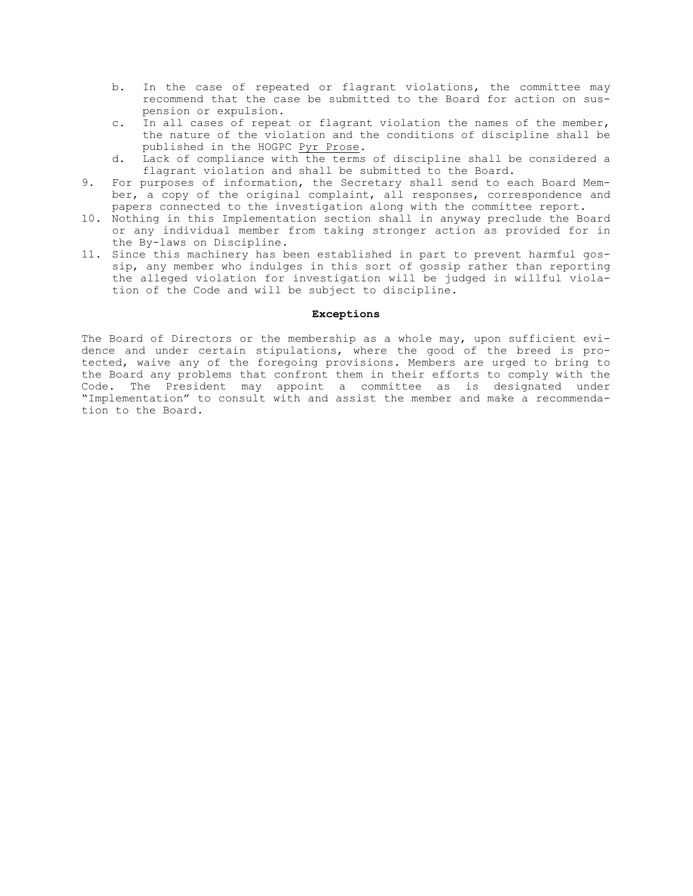b. In the case of repeated or flagrant violations, the committee may recommend that the case be submitted to the Board for action on suspension or expulsion.
c. In all cases of repeat or flagrant violation the names of the member, the nature of the violation and the conditions of discipline shall be published in the HOGPC Pyr Prose.
d. Lack of compliance with the terms of discipline shall be considered a flagrant violation and shall be submitted to the Board.

9. For purposes of information, the Secretary shall send to each Board Member, a copy of the original complaint, all responses, correspondence and papers connected to the investigation along with the committee report.
10. Nothing in this Implementation section shall in anyway preclude the Board or any individual member from taking stronger action as provided for in the By-laws on Discipline.
11. Since this machinery has been established in part to prevent harmful gossip, any member who indulges in this sort of gossip rather than reporting the alleged violation for investigation will be judged in willful violation of the Code and will be subject to discipline.

**Exceptions**

The Board of Directors or the membership as a whole may, upon sufficient evidence and under certain stipulations, where the good of the breed is protected, waive any of the foregoing provisions. Members are urged to bring to the Board any problems that confront them in their efforts to comply with the Code. The President may appoint a committee as is designated under "Implementation" to consult with and assist the member and make a recommendation to the Board.